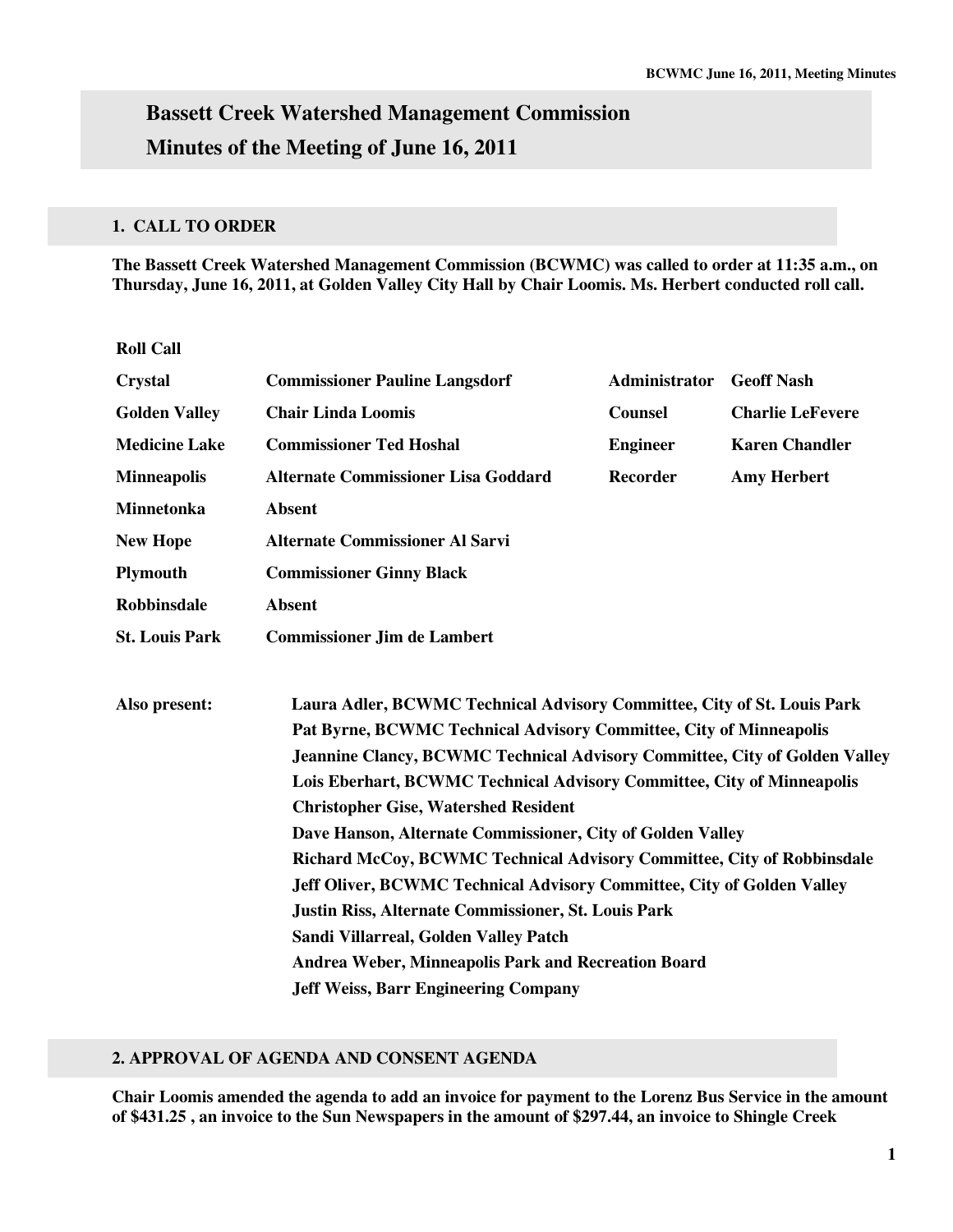# Bassett Creek Watershed Management Commission

# Minutes of the Meeting of June 16, 2011

## 1. CALL TO ORDER

**The Bassett Creek Watershed Management Commission (BCWMC) was called to order at 11:35 a.m., on Thursday, June 16, 2011, at Golden Valley City Hall by Chair Loomis. Ms. Herbert conducted roll call.**

**Roll Call**

| | | | |
|---|---|---|---|
| **Crystal** | **Commissioner Pauline Langsdorf** | **Administrator** | **Geoff Nash** |
| **Golden Valley** | **Chair Linda Loomis** | **Counsel** | **Charlie LeFevere** |
| **Medicine Lake** | **Commissioner Ted Hoshal** | **Engineer** | **Karen Chandler** |
| **Minneapolis** | **Alternate Commissioner Lisa Goddard** | **Recorder** | **Amy Herbert** |
| **Minnetonka** | **Absent** | | |
| **New Hope** | **Alternate Commissioner Al Sarvi** | | |
| **Plymouth** | **Commissioner Ginny Black** | | |
| **Robbinsdale** | **Absent** | | |
| **St. Louis Park** | **Commissioner Jim de Lambert** | | |

**Also present:**

**Laura Adler, BCWMC Technical Advisory Committee, City of St. Louis Park**
**Pat Byrne, BCWMC Technical Advisory Committee, City of Minneapolis**
**Jeannine Clancy, BCWMC Technical Advisory Committee, City of Golden Valley**
**Lois Eberhart, BCWMC Technical Advisory Committee, City of Minneapolis**
**Christopher Gise, Watershed Resident**
**Dave Hanson, Alternate Commissioner, City of Golden Valley**
**Richard McCoy, BCWMC Technical Advisory Committee, City of Robbinsdale**
**Jeff Oliver, BCWMC Technical Advisory Committee, City of Golden Valley**
**Justin Riss, Alternate Commissioner, St. Louis Park**
**Sandi Villarreal, Golden Valley Patch**
**Andrea Weber, Minneapolis Park and Recreation Board**
**Jeff Weiss, Barr Engineering Company**

## 2. APPROVAL OF AGENDA AND CONSENT AGENDA

**Chair Loomis amended the agenda to add an invoice for payment to the Lorenz Bus Service in the amount of $431.25 , an invoice to the Sun Newspapers in the amount of $297.44, an invoice to Shingle Creek**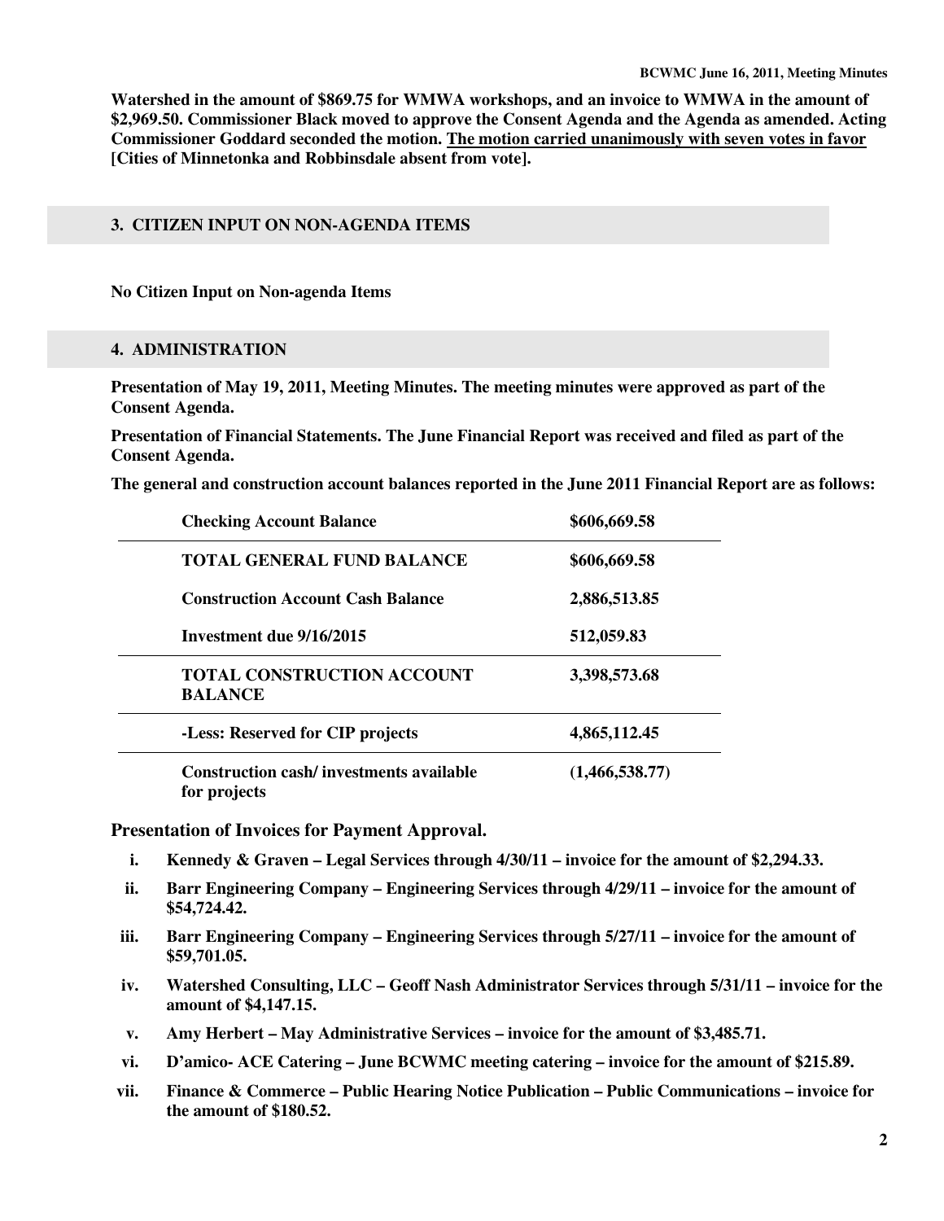**Watershed in the amount of $869.75 for WMWA workshops, and an invoice to WMWA in the amount of $2,969.50. Commissioner Black moved to approve the Consent Agenda and the Agenda as amended. Acting Commissioner Goddard seconded the motion. <u>The motion carried unanimously with seven votes in favor</u> [Cities of Minnetonka and Robbinsdale absent from vote].**

## 3. CITIZEN INPUT ON NON-AGENDA ITEMS

**No Citizen Input on Non-agenda Items**

## 4. ADMINISTRATION

**Presentation of May 19, 2011, Meeting Minutes. The meeting minutes were approved as part of the Consent Agenda.**

**Presentation of Financial Statements. The June Financial Report was received and filed as part of the Consent Agenda.**

**The general and construction account balances reported in the June 2011 Financial Report are as follows:**

| | |
|---|---|
| **Checking Account Balance** | **$606,669.58** |
| **TOTAL GENERAL FUND BALANCE** | **$606,669.58** |
| **Construction Account Cash Balance** | **2,886,513.85** |
| **Investment due 9/16/2015** | **512,059.83** |
| **TOTAL CONSTRUCTION ACCOUNT BALANCE** | **3,398,573.68** |
| **-Less: Reserved for CIP projects** | **4,865,112.45** |
| **Construction cash/ investments available for projects** | **(1,466,538.77)** |

**Presentation of Invoices for Payment Approval.**

i. **Kennedy & Graven – Legal Services through 4/30/11 – invoice for the amount of $2,294.33.**
ii. **Barr Engineering Company – Engineering Services through 4/29/11 – invoice for the amount of $54,724.42.**
iii. **Barr Engineering Company – Engineering Services through 5/27/11 – invoice for the amount of $59,701.05.**
iv. **Watershed Consulting, LLC – Geoff Nash Administrator Services through 5/31/11 – invoice for the amount of $4,147.15.**
v. **Amy Herbert – May Administrative Services – invoice for the amount of $3,485.71.**
vi. **D'amico- ACE Catering – June BCWMC meeting catering – invoice for the amount of $215.89.**
vii. **Finance & Commerce – Public Hearing Notice Publication – Public Communications – invoice for the amount of $180.52.**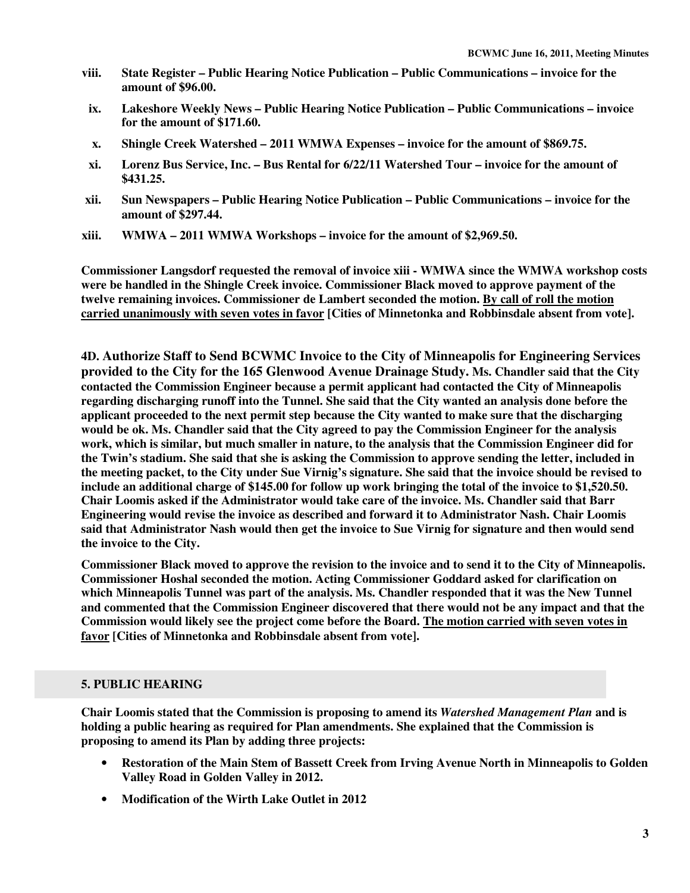- **viii. State Register – Public Hearing Notice Publication – Public Communications – invoice for the amount of $96.00.**
- **ix. Lakeshore Weekly News – Public Hearing Notice Publication – Public Communications – invoice for the amount of $171.60.**
- **x. Shingle Creek Watershed – 2011 WMWA Expenses – invoice for the amount of $869.75.**
- **xi. Lorenz Bus Service, Inc. – Bus Rental for 6/22/11 Watershed Tour – invoice for the amount of $431.25.**
- **xii. Sun Newspapers – Public Hearing Notice Publication – Public Communications – invoice for the amount of $297.44.**
- **xiii. WMWA – 2011 WMWA Workshops – invoice for the amount of $2,969.50.**

**Commissioner Langsdorf requested the removal of invoice xiii - WMWA since the WMWA workshop costs were be handled in the Shingle Creek invoice. Commissioner Black moved to approve payment of the twelve remaining invoices. Commissioner de Lambert seconded the motion. <u>By call of roll the motion carried unanimously with seven votes in favor</u> [Cities of Minnetonka and Robbinsdale absent from vote].**

**4D. Authorize Staff to Send BCWMC Invoice to the City of Minneapolis for Engineering Services provided to the City for the 165 Glenwood Avenue Drainage Study.** **Ms. Chandler said that the City contacted the Commission Engineer because a permit applicant had contacted the City of Minneapolis regarding discharging runoff into the Tunnel. She said that the City wanted an analysis done before the applicant proceeded to the next permit step because the City wanted to make sure that the discharging would be ok. Ms. Chandler said that the City agreed to pay the Commission Engineer for the analysis work, which is similar, but much smaller in nature, to the analysis that the Commission Engineer did for the Twin's stadium. She said that she is asking the Commission to approve sending the letter, included in the meeting packet, to the City under Sue Virnig's signature. She said that the invoice should be revised to include an additional charge of $145.00 for follow up work bringing the total of the invoice to $1,520.50. Chair Loomis asked if the Administrator would take care of the invoice. Ms. Chandler said that Barr Engineering would revise the invoice as described and forward it to Administrator Nash. Chair Loomis said that Administrator Nash would then get the invoice to Sue Virnig for signature and then would send the invoice to the City.**

**Commissioner Black moved to approve the revision to the invoice and to send it to the City of Minneapolis. Commissioner Hoshal seconded the motion. Acting Commissioner Goddard asked for clarification on which Minneapolis Tunnel was part of the analysis. Ms. Chandler responded that it was the New Tunnel and commented that the Commission Engineer discovered that there would not be any impact and that the Commission would likely see the project come before the Board. <u>The motion carried with seven votes in favor</u> [Cities of Minnetonka and Robbinsdale absent from vote].**

## 5. PUBLIC HEARING

**Chair Loomis stated that the Commission is proposing to amend its *Watershed Management Plan* and is holding a public hearing as required for Plan amendments. She explained that the Commission is proposing to amend its Plan by adding three projects:**

- **Restoration of the Main Stem of Bassett Creek from Irving Avenue North in Minneapolis to Golden Valley Road in Golden Valley in 2012.**
- **Modification of the Wirth Lake Outlet in 2012**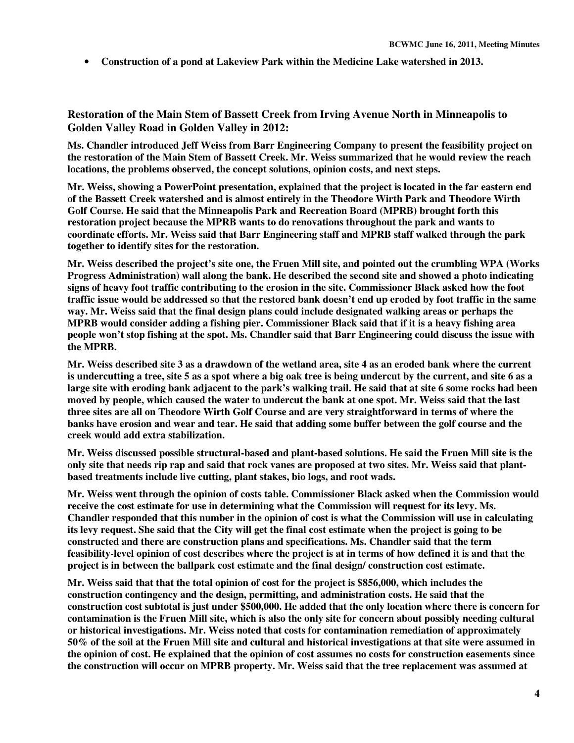- **Construction of a pond at Lakeview Park within the Medicine Lake watershed in 2013.**

### Restoration of the Main Stem of Bassett Creek from Irving Avenue North in Minneapolis to Golden Valley Road in Golden Valley in 2012:

**Ms. Chandler introduced Jeff Weiss from Barr Engineering Company to present the feasibility project on the restoration of the Main Stem of Bassett Creek. Mr. Weiss summarized that he would review the reach locations, the problems observed, the concept solutions, opinion costs, and next steps.**

**Mr. Weiss, showing a PowerPoint presentation, explained that the project is located in the far eastern end of the Bassett Creek watershed and is almost entirely in the Theodore Wirth Park and Theodore Wirth Golf Course. He said that the Minneapolis Park and Recreation Board (MPRB) brought forth this restoration project because the MPRB wants to do renovations throughout the park and wants to coordinate efforts. Mr. Weiss said that Barr Engineering staff and MPRB staff walked through the park together to identify sites for the restoration.**

**Mr. Weiss described the project's site one, the Fruen Mill site, and pointed out the crumbling WPA (Works Progress Administration) wall along the bank. He described the second site and showed a photo indicating signs of heavy foot traffic contributing to the erosion in the site. Commissioner Black asked how the foot traffic issue would be addressed so that the restored bank doesn't end up eroded by foot traffic in the same way. Mr. Weiss said that the final design plans could include designated walking areas or perhaps the MPRB would consider adding a fishing pier. Commissioner Black said that if it is a heavy fishing area people won't stop fishing at the spot. Ms. Chandler said that Barr Engineering could discuss the issue with the MPRB.**

**Mr. Weiss described site 3 as a drawdown of the wetland area, site 4 as an eroded bank where the current is undercutting a tree, site 5 as a spot where a big oak tree is being undercut by the current, and site 6 as a large site with eroding bank adjacent to the park's walking trail. He said that at site 6 some rocks had been moved by people, which caused the water to undercut the bank at one spot. Mr. Weiss said that the last three sites are all on Theodore Wirth Golf Course and are very straightforward in terms of where the banks have erosion and wear and tear. He said that adding some buffer between the golf course and the creek would add extra stabilization.**

**Mr. Weiss discussed possible structural-based and plant-based solutions. He said the Fruen Mill site is the only site that needs rip rap and said that rock vanes are proposed at two sites. Mr. Weiss said that plant-based treatments include live cutting, plant stakes, bio logs, and root wads.**

**Mr. Weiss went through the opinion of costs table. Commissioner Black asked when the Commission would receive the cost estimate for use in determining what the Commission will request for its levy. Ms. Chandler responded that this number in the opinion of cost is what the Commission will use in calculating its levy request. She said that the City will get the final cost estimate when the project is going to be constructed and there are construction plans and specifications. Ms. Chandler said that the term feasibility-level opinion of cost describes where the project is at in terms of how defined it is and that the project is in between the ballpark cost estimate and the final design/ construction cost estimate.**

**Mr. Weiss said that that the total opinion of cost for the project is $856,000, which includes the construction contingency and the design, permitting, and administration costs. He said that the construction cost subtotal is just under $500,000. He added that the only location where there is concern for contamination is the Fruen Mill site, which is also the only site for concern about possibly needing cultural or historical investigations. Mr. Weiss noted that costs for contamination remediation of approximately 50% of the soil at the Fruen Mill site and cultural and historical investigations at that site were assumed in the opinion of cost. He explained that the opinion of cost assumes no costs for construction easements since the construction will occur on MPRB property. Mr. Weiss said that the tree replacement was assumed at**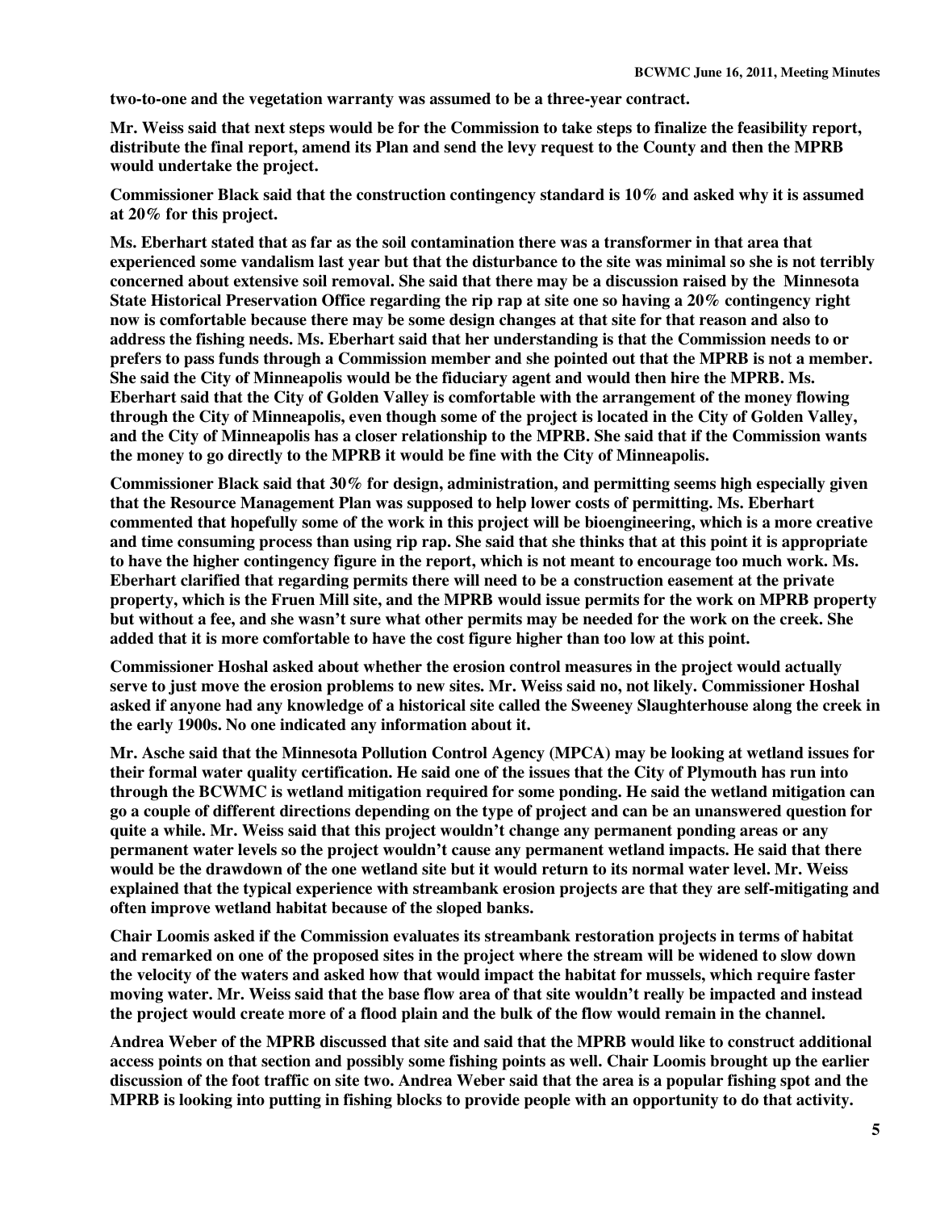**two-to-one and the vegetation warranty was assumed to be a three-year contract.**

**Mr. Weiss said that next steps would be for the Commission to take steps to finalize the feasibility report, distribute the final report, amend its Plan and send the levy request to the County and then the MPRB would undertake the project.**

**Commissioner Black said that the construction contingency standard is 10% and asked why it is assumed at 20% for this project.**

**Ms. Eberhart stated that as far as the soil contamination there was a transformer in that area that experienced some vandalism last year but that the disturbance to the site was minimal so she is not terribly concerned about extensive soil removal. She said that there may be a discussion raised by the Minnesota State Historical Preservation Office regarding the rip rap at site one so having a 20% contingency right now is comfortable because there may be some design changes at that site for that reason and also to address the fishing needs. Ms. Eberhart said that her understanding is that the Commission needs to or prefers to pass funds through a Commission member and she pointed out that the MPRB is not a member. She said the City of Minneapolis would be the fiduciary agent and would then hire the MPRB. Ms. Eberhart said that the City of Golden Valley is comfortable with the arrangement of the money flowing through the City of Minneapolis, even though some of the project is located in the City of Golden Valley, and the City of Minneapolis has a closer relationship to the MPRB. She said that if the Commission wants the money to go directly to the MPRB it would be fine with the City of Minneapolis.**

**Commissioner Black said that 30% for design, administration, and permitting seems high especially given that the Resource Management Plan was supposed to help lower costs of permitting. Ms. Eberhart commented that hopefully some of the work in this project will be bioengineering, which is a more creative and time consuming process than using rip rap. She said that she thinks that at this point it is appropriate to have the higher contingency figure in the report, which is not meant to encourage too much work. Ms. Eberhart clarified that regarding permits there will need to be a construction easement at the private property, which is the Fruen Mill site, and the MPRB would issue permits for the work on MPRB property but without a fee, and she wasn't sure what other permits may be needed for the work on the creek. She added that it is more comfortable to have the cost figure higher than too low at this point.**

**Commissioner Hoshal asked about whether the erosion control measures in the project would actually serve to just move the erosion problems to new sites. Mr. Weiss said no, not likely. Commissioner Hoshal asked if anyone had any knowledge of a historical site called the Sweeney Slaughterhouse along the creek in the early 1900s. No one indicated any information about it.**

**Mr. Asche said that the Minnesota Pollution Control Agency (MPCA) may be looking at wetland issues for their formal water quality certification. He said one of the issues that the City of Plymouth has run into through the BCWMC is wetland mitigation required for some ponding. He said the wetland mitigation can go a couple of different directions depending on the type of project and can be an unanswered question for quite a while. Mr. Weiss said that this project wouldn't change any permanent ponding areas or any permanent water levels so the project wouldn't cause any permanent wetland impacts. He said that there would be the drawdown of the one wetland site but it would return to its normal water level. Mr. Weiss explained that the typical experience with streambank erosion projects are that they are self-mitigating and often improve wetland habitat because of the sloped banks.**

**Chair Loomis asked if the Commission evaluates its streambank restoration projects in terms of habitat and remarked on one of the proposed sites in the project where the stream will be widened to slow down the velocity of the waters and asked how that would impact the habitat for mussels, which require faster moving water. Mr. Weiss said that the base flow area of that site wouldn't really be impacted and instead the project would create more of a flood plain and the bulk of the flow would remain in the channel.**

**Andrea Weber of the MPRB discussed that site and said that the MPRB would like to construct additional access points on that section and possibly some fishing points as well. Chair Loomis brought up the earlier discussion of the foot traffic on site two. Andrea Weber said that the area is a popular fishing spot and the MPRB is looking into putting in fishing blocks to provide people with an opportunity to do that activity.**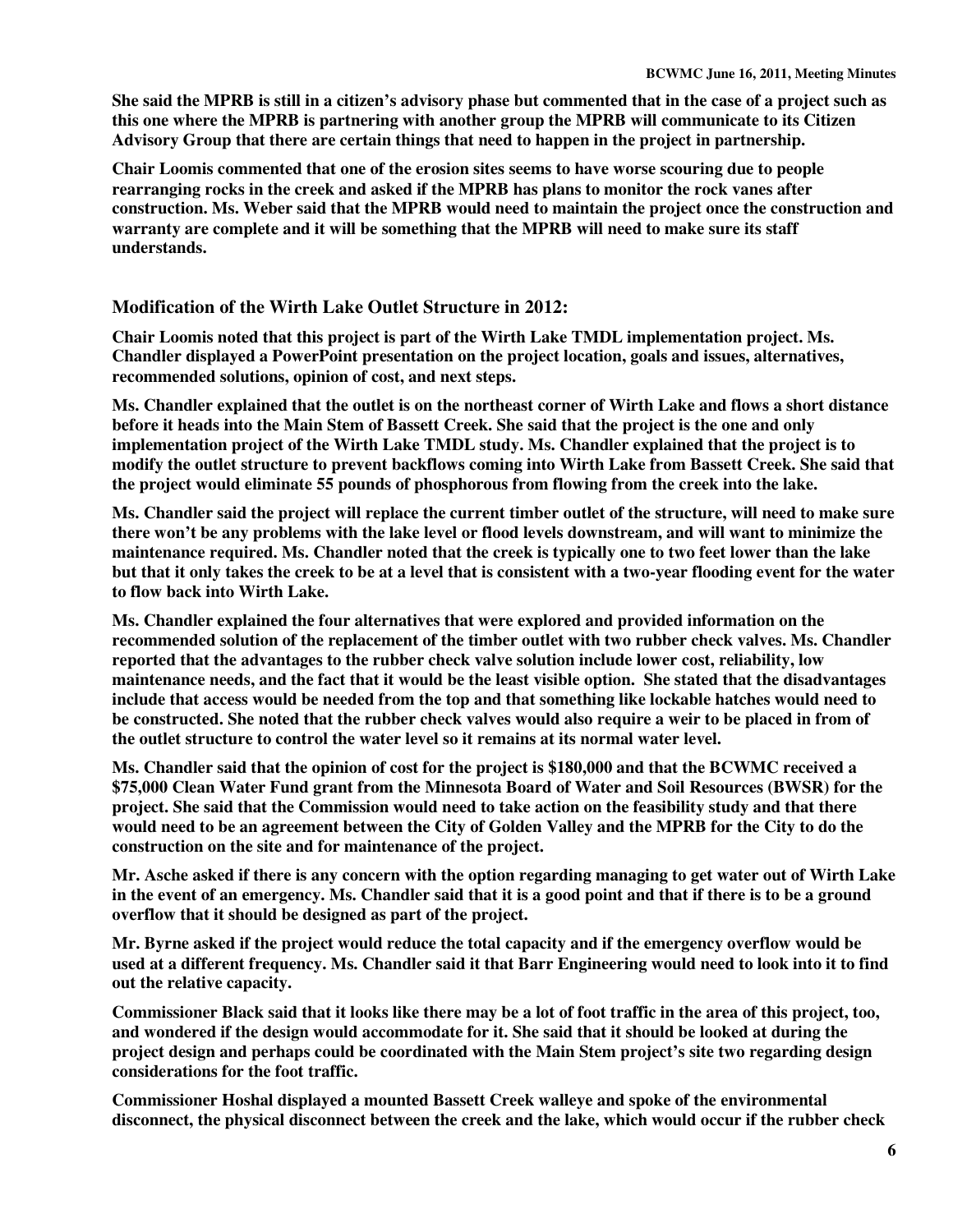**She said the MPRB is still in a citizen's advisory phase but commented that in the case of a project such as this one where the MPRB is partnering with another group the MPRB will communicate to its Citizen Advisory Group that there are certain things that need to happen in the project in partnership.**

**Chair Loomis commented that one of the erosion sites seems to have worse scouring due to people rearranging rocks in the creek and asked if the MPRB has plans to monitor the rock vanes after construction. Ms. Weber said that the MPRB would need to maintain the project once the construction and warranty are complete and it will be something that the MPRB will need to make sure its staff understands.**

### Modification of the Wirth Lake Outlet Structure in 2012:

**Chair Loomis noted that this project is part of the Wirth Lake TMDL implementation project. Ms. Chandler displayed a PowerPoint presentation on the project location, goals and issues, alternatives, recommended solutions, opinion of cost, and next steps.**

**Ms. Chandler explained that the outlet is on the northeast corner of Wirth Lake and flows a short distance before it heads into the Main Stem of Bassett Creek. She said that the project is the one and only implementation project of the Wirth Lake TMDL study. Ms. Chandler explained that the project is to modify the outlet structure to prevent backflows coming into Wirth Lake from Bassett Creek. She said that the project would eliminate 55 pounds of phosphorous from flowing from the creek into the lake.**

**Ms. Chandler said the project will replace the current timber outlet of the structure, will need to make sure there won't be any problems with the lake level or flood levels downstream, and will want to minimize the maintenance required. Ms. Chandler noted that the creek is typically one to two feet lower than the lake but that it only takes the creek to be at a level that is consistent with a two-year flooding event for the water to flow back into Wirth Lake.**

**Ms. Chandler explained the four alternatives that were explored and provided information on the recommended solution of the replacement of the timber outlet with two rubber check valves. Ms. Chandler reported that the advantages to the rubber check valve solution include lower cost, reliability, low maintenance needs, and the fact that it would be the least visible option. She stated that the disadvantages include that access would be needed from the top and that something like lockable hatches would need to be constructed. She noted that the rubber check valves would also require a weir to be placed in from of the outlet structure to control the water level so it remains at its normal water level.**

**Ms. Chandler said that the opinion of cost for the project is $180,000 and that the BCWMC received a $75,000 Clean Water Fund grant from the Minnesota Board of Water and Soil Resources (BWSR) for the project. She said that the Commission would need to take action on the feasibility study and that there would need to be an agreement between the City of Golden Valley and the MPRB for the City to do the construction on the site and for maintenance of the project.**

**Mr. Asche asked if there is any concern with the option regarding managing to get water out of Wirth Lake in the event of an emergency. Ms. Chandler said that it is a good point and that if there is to be a ground overflow that it should be designed as part of the project.**

**Mr. Byrne asked if the project would reduce the total capacity and if the emergency overflow would be used at a different frequency. Ms. Chandler said it that Barr Engineering would need to look into it to find out the relative capacity.**

**Commissioner Black said that it looks like there may be a lot of foot traffic in the area of this project, too, and wondered if the design would accommodate for it. She said that it should be looked at during the project design and perhaps could be coordinated with the Main Stem project's site two regarding design considerations for the foot traffic.**

**Commissioner Hoshal displayed a mounted Bassett Creek walleye and spoke of the environmental disconnect, the physical disconnect between the creek and the lake, which would occur if the rubber check**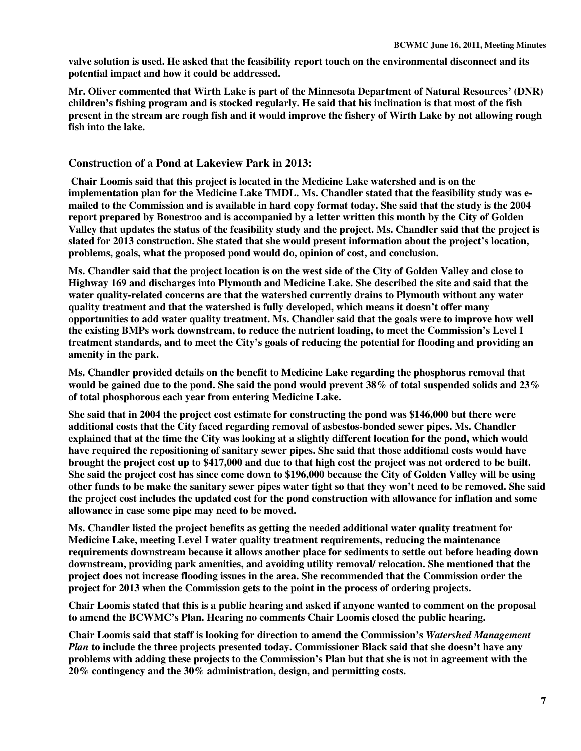**valve solution is used. He asked that the feasibility report touch on the environmental disconnect and its potential impact and how it could be addressed.**

**Mr. Oliver commented that Wirth Lake is part of the Minnesota Department of Natural Resources' (DNR) children's fishing program and is stocked regularly. He said that his inclination is that most of the fish present in the stream are rough fish and it would improve the fishery of Wirth Lake by not allowing rough fish into the lake.**

### Construction of a Pond at Lakeview Park in 2013:

**Chair Loomis said that this project is located in the Medicine Lake watershed and is on the implementation plan for the Medicine Lake TMDL. Ms. Chandler stated that the feasibility study was e-mailed to the Commission and is available in hard copy format today. She said that the study is the 2004 report prepared by Bonestroo and is accompanied by a letter written this month by the City of Golden Valley that updates the status of the feasibility study and the project. Ms. Chandler said that the project is slated for 2013 construction. She stated that she would present information about the project's location, problems, goals, what the proposed pond would do, opinion of cost, and conclusion.**

**Ms. Chandler said that the project location is on the west side of the City of Golden Valley and close to Highway 169 and discharges into Plymouth and Medicine Lake. She described the site and said that the water quality-related concerns are that the watershed currently drains to Plymouth without any water quality treatment and that the watershed is fully developed, which means it doesn't offer many opportunities to add water quality treatment. Ms. Chandler said that the goals were to improve how well the existing BMPs work downstream, to reduce the nutrient loading, to meet the Commission's Level I treatment standards, and to meet the City's goals of reducing the potential for flooding and providing an amenity in the park.**

**Ms. Chandler provided details on the benefit to Medicine Lake regarding the phosphorus removal that would be gained due to the pond. She said the pond would prevent 38% of total suspended solids and 23% of total phosphorous each year from entering Medicine Lake.**

**She said that in 2004 the project cost estimate for constructing the pond was $146,000 but there were additional costs that the City faced regarding removal of asbestos-bonded sewer pipes. Ms. Chandler explained that at the time the City was looking at a slightly different location for the pond, which would have required the repositioning of sanitary sewer pipes. She said that those additional costs would have brought the project cost up to $417,000 and due to that high cost the project was not ordered to be built. She said the project cost has since come down to $196,000 because the City of Golden Valley will be using other funds to be make the sanitary sewer pipes water tight so that they won't need to be removed. She said the project cost includes the updated cost for the pond construction with allowance for inflation and some allowance in case some pipe may need to be moved.**

**Ms. Chandler listed the project benefits as getting the needed additional water quality treatment for Medicine Lake, meeting Level I water quality treatment requirements, reducing the maintenance requirements downstream because it allows another place for sediments to settle out before heading down downstream, providing park amenities, and avoiding utility removal/ relocation. She mentioned that the project does not increase flooding issues in the area. She recommended that the Commission order the project for 2013 when the Commission gets to the point in the process of ordering projects.**

**Chair Loomis stated that this is a public hearing and asked if anyone wanted to comment on the proposal to amend the BCWMC's Plan. Hearing no comments Chair Loomis closed the public hearing.**

**Chair Loomis said that staff is looking for direction to amend the Commission's *Watershed Management Plan* to include the three projects presented today. Commissioner Black said that she doesn't have any problems with adding these projects to the Commission's Plan but that she is not in agreement with the 20% contingency and the 30% administration, design, and permitting costs.**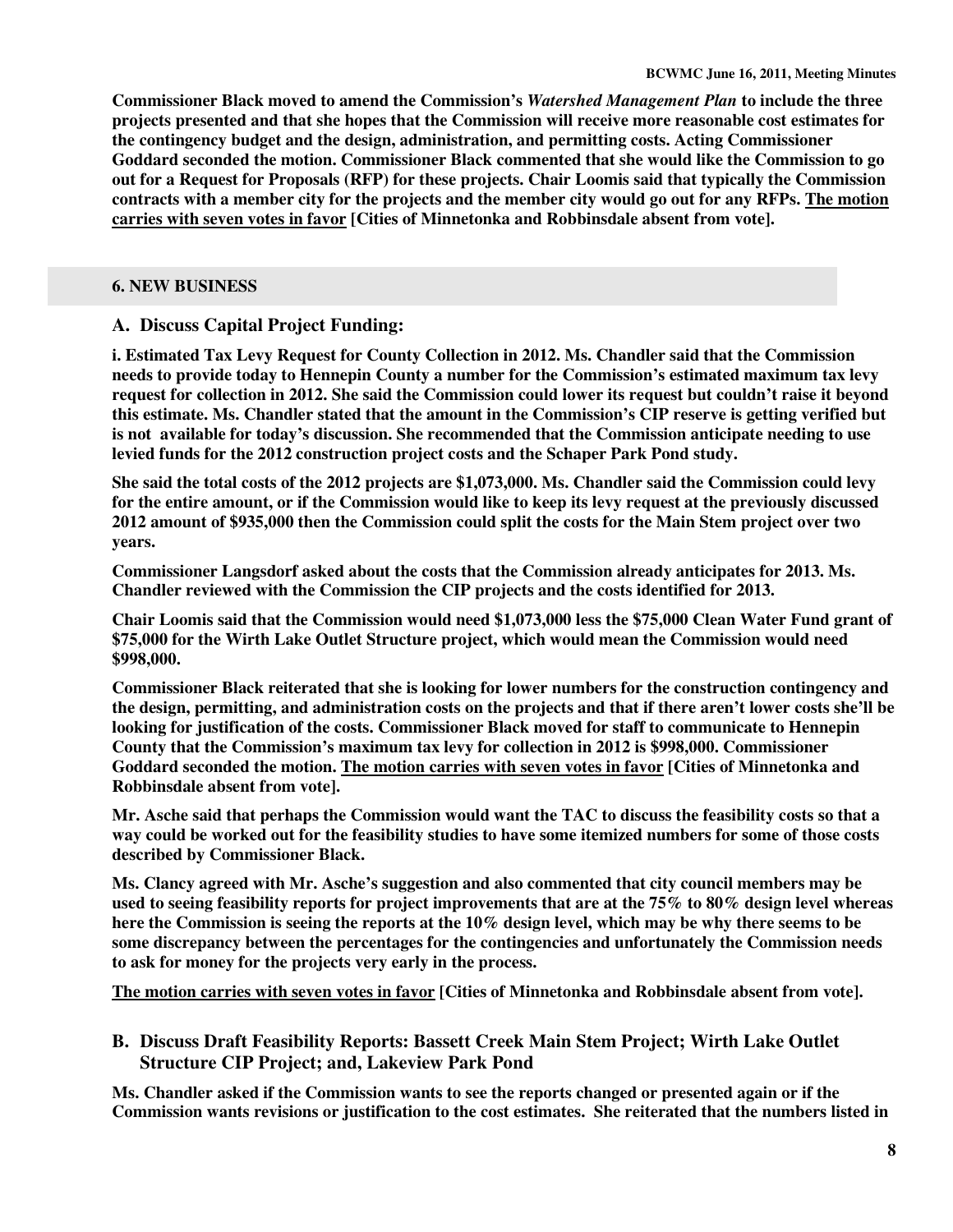**Commissioner Black moved to amend the Commission's *Watershed Management Plan* to include the three projects presented and that she hopes that the Commission will receive more reasonable cost estimates for the contingency budget and the design, administration, and permitting costs. Acting Commissioner Goddard seconded the motion. Commissioner Black commented that she would like the Commission to go out for a Request for Proposals (RFP) for these projects. Chair Loomis said that typically the Commission contracts with a member city for the projects and the member city would go out for any RFPs. <u>The motion carries with seven votes in favor</u> [Cities of Minnetonka and Robbinsdale absent from vote].**

## 6. NEW BUSINESS

### A. Discuss Capital Project Funding:

**i. Estimated Tax Levy Request for County Collection in 2012. Ms. Chandler said that the Commission needs to provide today to Hennepin County a number for the Commission's estimated maximum tax levy request for collection in 2012. She said the Commission could lower its request but couldn't raise it beyond this estimate. Ms. Chandler stated that the amount in the Commission's CIP reserve is getting verified but is not available for today's discussion. She recommended that the Commission anticipate needing to use levied funds for the 2012 construction project costs and the Schaper Park Pond study.**

**She said the total costs of the 2012 projects are $1,073,000. Ms. Chandler said the Commission could levy for the entire amount, or if the Commission would like to keep its levy request at the previously discussed 2012 amount of $935,000 then the Commission could split the costs for the Main Stem project over two years.**

**Commissioner Langsdorf asked about the costs that the Commission already anticipates for 2013. Ms. Chandler reviewed with the Commission the CIP projects and the costs identified for 2013.**

**Chair Loomis said that the Commission would need $1,073,000 less the $75,000 Clean Water Fund grant of $75,000 for the Wirth Lake Outlet Structure project, which would mean the Commission would need $998,000.**

**Commissioner Black reiterated that she is looking for lower numbers for the construction contingency and the design, permitting, and administration costs on the projects and that if there aren't lower costs she'll be looking for justification of the costs. Commissioner Black moved for staff to communicate to Hennepin County that the Commission's maximum tax levy for collection in 2012 is $998,000. Commissioner Goddard seconded the motion. <u>The motion carries with seven votes in favor</u> [Cities of Minnetonka and Robbinsdale absent from vote].**

**Mr. Asche said that perhaps the Commission would want the TAC to discuss the feasibility costs so that a way could be worked out for the feasibility studies to have some itemized numbers for some of those costs described by Commissioner Black.**

**Ms. Clancy agreed with Mr. Asche's suggestion and also commented that city council members may be used to seeing feasibility reports for project improvements that are at the 75% to 80% design level whereas here the Commission is seeing the reports at the 10% design level, which may be why there seems to be some discrepancy between the percentages for the contingencies and unfortunately the Commission needs to ask for money for the projects very early in the process.**

**<u>The motion carries with seven votes in favor</u> [Cities of Minnetonka and Robbinsdale absent from vote].**

### B. Discuss Draft Feasibility Reports: Bassett Creek Main Stem Project; Wirth Lake Outlet Structure CIP Project; and, Lakeview Park Pond

**Ms. Chandler asked if the Commission wants to see the reports changed or presented again or if the Commission wants revisions or justification to the cost estimates. She reiterated that the numbers listed in**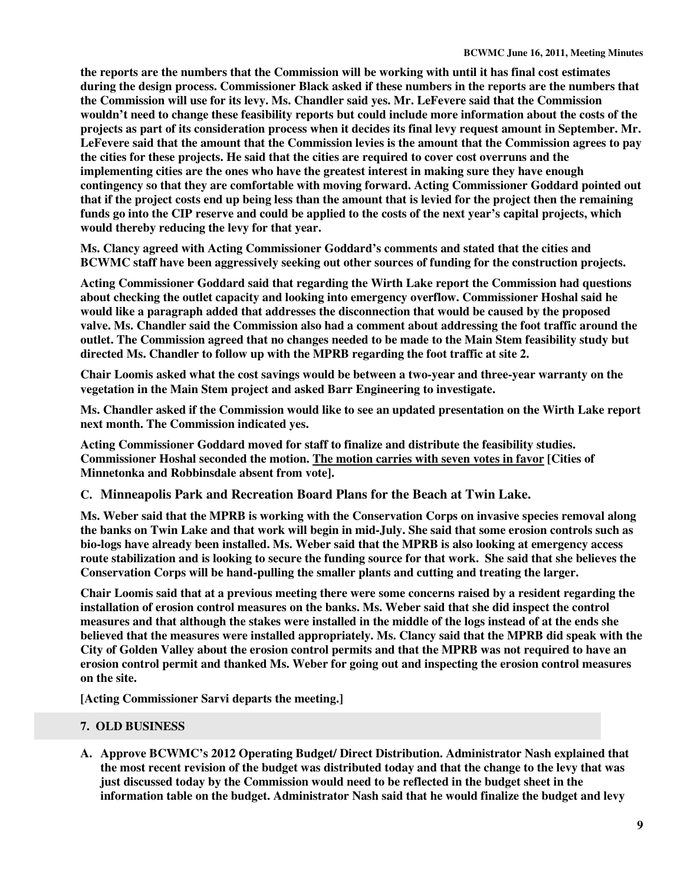**the reports are the numbers that the Commission will be working with until it has final cost estimates during the design process. Commissioner Black asked if these numbers in the reports are the numbers that the Commission will use for its levy. Ms. Chandler said yes. Mr. LeFevere said that the Commission wouldn't need to change these feasibility reports but could include more information about the costs of the projects as part of its consideration process when it decides its final levy request amount in September. Mr. LeFevere said that the amount that the Commission levies is the amount that the Commission agrees to pay the cities for these projects. He said that the cities are required to cover cost overruns and the implementing cities are the ones who have the greatest interest in making sure they have enough contingency so that they are comfortable with moving forward. Acting Commissioner Goddard pointed out that if the project costs end up being less than the amount that is levied for the project then the remaining funds go into the CIP reserve and could be applied to the costs of the next year's capital projects, which would thereby reducing the levy for that year.**

**Ms. Clancy agreed with Acting Commissioner Goddard's comments and stated that the cities and BCWMC staff have been aggressively seeking out other sources of funding for the construction projects.**

**Acting Commissioner Goddard said that regarding the Wirth Lake report the Commission had questions about checking the outlet capacity and looking into emergency overflow. Commissioner Hoshal said he would like a paragraph added that addresses the disconnection that would be caused by the proposed valve. Ms. Chandler said the Commission also had a comment about addressing the foot traffic around the outlet. The Commission agreed that no changes needed to be made to the Main Stem feasibility study but directed Ms. Chandler to follow up with the MPRB regarding the foot traffic at site 2.**

**Chair Loomis asked what the cost savings would be between a two-year and three-year warranty on the vegetation in the Main Stem project and asked Barr Engineering to investigate.**

**Ms. Chandler asked if the Commission would like to see an updated presentation on the Wirth Lake report next month. The Commission indicated yes.**

**Acting Commissioner Goddard moved for staff to finalize and distribute the feasibility studies. Commissioner Hoshal seconded the motion. <u>The motion carries with seven votes in favor</u> [Cities of Minnetonka and Robbinsdale absent from vote].**

### C. Minneapolis Park and Recreation Board Plans for the Beach at Twin Lake.

**Ms. Weber said that the MPRB is working with the Conservation Corps on invasive species removal along the banks on Twin Lake and that work will begin in mid-July. She said that some erosion controls such as bio-logs have already been installed. Ms. Weber said that the MPRB is also looking at emergency access route stabilization and is looking to secure the funding source for that work. She said that she believes the Conservation Corps will be hand-pulling the smaller plants and cutting and treating the larger.**

**Chair Loomis said that at a previous meeting there were some concerns raised by a resident regarding the installation of erosion control measures on the banks. Ms. Weber said that she did inspect the control measures and that although the stakes were installed in the middle of the logs instead of at the ends she believed that the measures were installed appropriately. Ms. Clancy said that the MPRB did speak with the City of Golden Valley about the erosion control permits and that the MPRB was not required to have an erosion control permit and thanked Ms. Weber for going out and inspecting the erosion control measures on the site.**

**[Acting Commissioner Sarvi departs the meeting.]**

## 7. OLD BUSINESS

**A. Approve BCWMC's 2012 Operating Budget/ Direct Distribution. Administrator Nash explained that the most recent revision of the budget was distributed today and that the change to the levy that was just discussed today by the Commission would need to be reflected in the budget sheet in the information table on the budget. Administrator Nash said that he would finalize the budget and levy**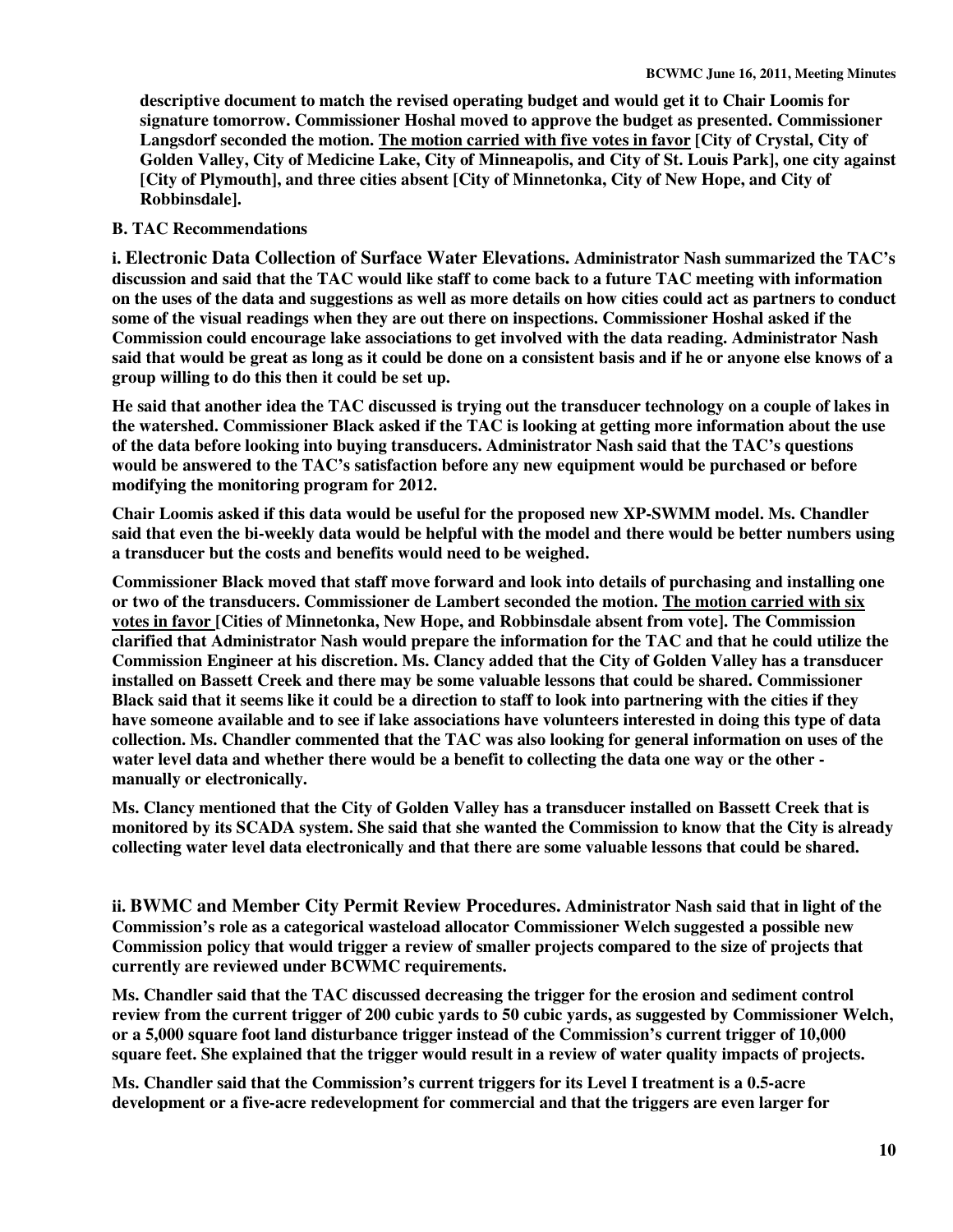**descriptive document to match the revised operating budget and would get it to Chair Loomis for signature tomorrow. Commissioner Hoshal moved to approve the budget as presented. Commissioner Langsdorf seconded the motion. <u>The motion carried with five votes in favor</u> [City of Crystal, City of Golden Valley, City of Medicine Lake, City of Minneapolis, and City of St. Louis Park], one city against [City of Plymouth], and three cities absent [City of Minnetonka, City of New Hope, and City of Robbinsdale].**

**B. TAC Recommendations**

**i. Electronic Data Collection of Surface Water Elevations. Administrator Nash summarized the TAC's discussion and said that the TAC would like staff to come back to a future TAC meeting with information on the uses of the data and suggestions as well as more details on how cities could act as partners to conduct some of the visual readings when they are out there on inspections. Commissioner Hoshal asked if the Commission could encourage lake associations to get involved with the data reading. Administrator Nash said that would be great as long as it could be done on a consistent basis and if he or anyone else knows of a group willing to do this then it could be set up.**

**He said that another idea the TAC discussed is trying out the transducer technology on a couple of lakes in the watershed. Commissioner Black asked if the TAC is looking at getting more information about the use of the data before looking into buying transducers. Administrator Nash said that the TAC's questions would be answered to the TAC's satisfaction before any new equipment would be purchased or before modifying the monitoring program for 2012.**

**Chair Loomis asked if this data would be useful for the proposed new XP-SWMM model. Ms. Chandler said that even the bi-weekly data would be helpful with the model and there would be better numbers using a transducer but the costs and benefits would need to be weighed.**

**Commissioner Black moved that staff move forward and look into details of purchasing and installing one or two of the transducers. Commissioner de Lambert seconded the motion. <u>The motion carried with six votes in favor</u> [Cities of Minnetonka, New Hope, and Robbinsdale absent from vote]. The Commission clarified that Administrator Nash would prepare the information for the TAC and that he could utilize the Commission Engineer at his discretion. Ms. Clancy added that the City of Golden Valley has a transducer installed on Bassett Creek and there may be some valuable lessons that could be shared. Commissioner Black said that it seems like it could be a direction to staff to look into partnering with the cities if they have someone available and to see if lake associations have volunteers interested in doing this type of data collection. Ms. Chandler commented that the TAC was also looking for general information on uses of the water level data and whether there would be a benefit to collecting the data one way or the other - manually or electronically.**

**Ms. Clancy mentioned that the City of Golden Valley has a transducer installed on Bassett Creek that is monitored by its SCADA system. She said that she wanted the Commission to know that the City is already collecting water level data electronically and that there are some valuable lessons that could be shared.**

**ii. BWMC and Member City Permit Review Procedures. Administrator Nash said that in light of the Commission's role as a categorical wasteload allocator Commissioner Welch suggested a possible new Commission policy that would trigger a review of smaller projects compared to the size of projects that currently are reviewed under BCWMC requirements.**

**Ms. Chandler said that the TAC discussed decreasing the trigger for the erosion and sediment control review from the current trigger of 200 cubic yards to 50 cubic yards, as suggested by Commissioner Welch, or a 5,000 square foot land disturbance trigger instead of the Commission's current trigger of 10,000 square feet. She explained that the trigger would result in a review of water quality impacts of projects.**

**Ms. Chandler said that the Commission's current triggers for its Level I treatment is a 0.5-acre development or a five-acre redevelopment for commercial and that the triggers are even larger for**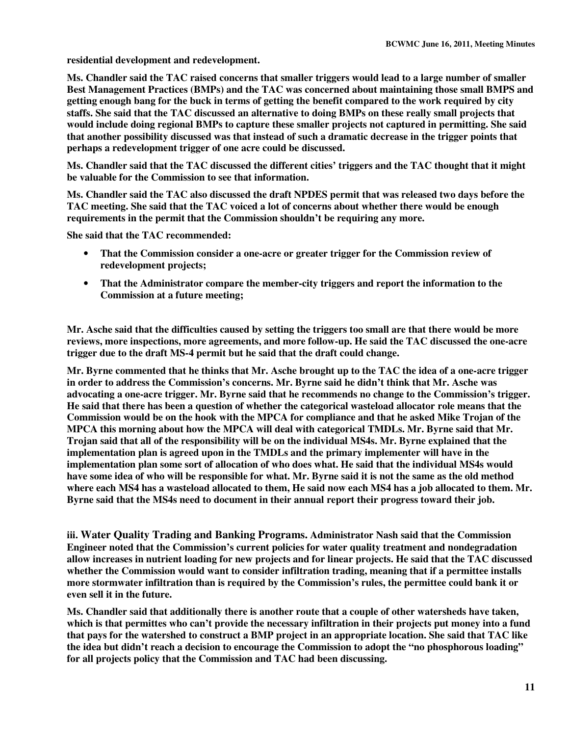**residential development and redevelopment.**

**Ms. Chandler said the TAC raised concerns that smaller triggers would lead to a large number of smaller Best Management Practices (BMPs) and the TAC was concerned about maintaining those small BMPS and getting enough bang for the buck in terms of getting the benefit compared to the work required by city staffs. She said that the TAC discussed an alternative to doing BMPs on these really small projects that would include doing regional BMPs to capture these smaller projects not captured in permitting. She said that another possibility discussed was that instead of such a dramatic decrease in the trigger points that perhaps a redevelopment trigger of one acre could be discussed.**

**Ms. Chandler said that the TAC discussed the different cities' triggers and the TAC thought that it might be valuable for the Commission to see that information.**

**Ms. Chandler said the TAC also discussed the draft NPDES permit that was released two days before the TAC meeting. She said that the TAC voiced a lot of concerns about whether there would be enough requirements in the permit that the Commission shouldn't be requiring any more.**

**She said that the TAC recommended:**

- **That the Commission consider a one-acre or greater trigger for the Commission review of redevelopment projects;**
- **That the Administrator compare the member-city triggers and report the information to the Commission at a future meeting;**

**Mr. Asche said that the difficulties caused by setting the triggers too small are that there would be more reviews, more inspections, more agreements, and more follow-up. He said the TAC discussed the one-acre trigger due to the draft MS-4 permit but he said that the draft could change.**

**Mr. Byrne commented that he thinks that Mr. Asche brought up to the TAC the idea of a one-acre trigger in order to address the Commission's concerns. Mr. Byrne said he didn't think that Mr. Asche was advocating a one-acre trigger. Mr. Byrne said that he recommends no change to the Commission's trigger. He said that there has been a question of whether the categorical wasteload allocator role means that the Commission would be on the hook with the MPCA for compliance and that he asked Mike Trojan of the MPCA this morning about how the MPCA will deal with categorical TMDLs. Mr. Byrne said that Mr. Trojan said that all of the responsibility will be on the individual MS4s. Mr. Byrne explained that the implementation plan is agreed upon in the TMDLs and the primary implementer will have in the implementation plan some sort of allocation of who does what. He said that the individual MS4s would have some idea of who will be responsible for what. Mr. Byrne said it is not the same as the old method where each MS4 has a wasteload allocated to them, He said now each MS4 has a job allocated to them. Mr. Byrne said that the MS4s need to document in their annual report their progress toward their job.**

**iii. Water Quality Trading and Banking Programs. Administrator Nash said that the Commission Engineer noted that the Commission's current policies for water quality treatment and nondegradation allow increases in nutrient loading for new projects and for linear projects. He said that the TAC discussed whether the Commission would want to consider infiltration trading, meaning that if a permittee installs more stormwater infiltration than is required by the Commission's rules, the permittee could bank it or even sell it in the future.**

**Ms. Chandler said that additionally there is another route that a couple of other watersheds have taken, which is that permittes who can't provide the necessary infiltration in their projects put money into a fund that pays for the watershed to construct a BMP project in an appropriate location. She said that TAC like the idea but didn't reach a decision to encourage the Commission to adopt the "no phosphorous loading" for all projects policy that the Commission and TAC had been discussing.**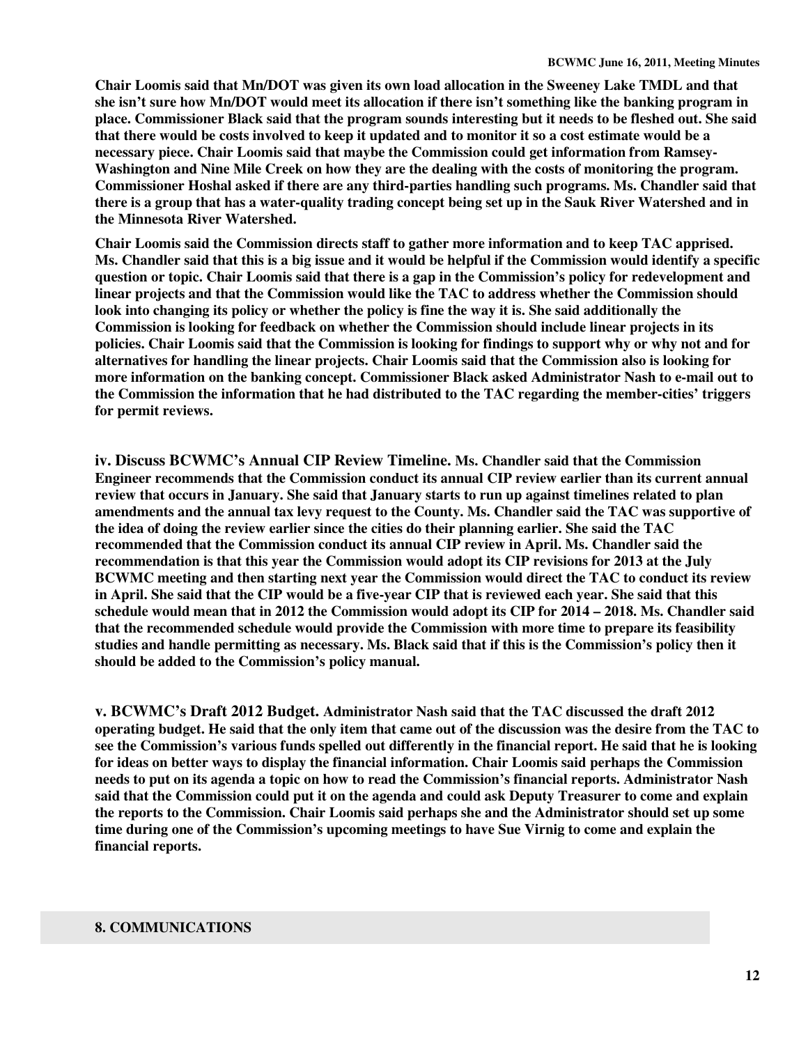**Chair Loomis said that Mn/DOT was given its own load allocation in the Sweeney Lake TMDL and that she isn't sure how Mn/DOT would meet its allocation if there isn't something like the banking program in place. Commissioner Black said that the program sounds interesting but it needs to be fleshed out. She said that there would be costs involved to keep it updated and to monitor it so a cost estimate would be a necessary piece. Chair Loomis said that maybe the Commission could get information from Ramsey-Washington and Nine Mile Creek on how they are the dealing with the costs of monitoring the program. Commissioner Hoshal asked if there are any third-parties handling such programs. Ms. Chandler said that there is a group that has a water-quality trading concept being set up in the Sauk River Watershed and in the Minnesota River Watershed.**

**Chair Loomis said the Commission directs staff to gather more information and to keep TAC apprised. Ms. Chandler said that this is a big issue and it would be helpful if the Commission would identify a specific question or topic. Chair Loomis said that there is a gap in the Commission's policy for redevelopment and linear projects and that the Commission would like the TAC to address whether the Commission should look into changing its policy or whether the policy is fine the way it is. She said additionally the Commission is looking for feedback on whether the Commission should include linear projects in its policies. Chair Loomis said that the Commission is looking for findings to support why or why not and for alternatives for handling the linear projects. Chair Loomis said that the Commission also is looking for more information on the banking concept. Commissioner Black asked Administrator Nash to e-mail out to the Commission the information that he had distributed to the TAC regarding the member-cities' triggers for permit reviews.**

**iv. Discuss BCWMC's Annual CIP Review Timeline. Ms. Chandler said that the Commission Engineer recommends that the Commission conduct its annual CIP review earlier than its current annual review that occurs in January. She said that January starts to run up against timelines related to plan amendments and the annual tax levy request to the County. Ms. Chandler said the TAC was supportive of the idea of doing the review earlier since the cities do their planning earlier. She said the TAC recommended that the Commission conduct its annual CIP review in April. Ms. Chandler said the recommendation is that this year the Commission would adopt its CIP revisions for 2013 at the July BCWMC meeting and then starting next year the Commission would direct the TAC to conduct its review in April. She said that the CIP would be a five-year CIP that is reviewed each year. She said that this schedule would mean that in 2012 the Commission would adopt its CIP for 2014 – 2018. Ms. Chandler said that the recommended schedule would provide the Commission with more time to prepare its feasibility studies and handle permitting as necessary. Ms. Black said that if this is the Commission's policy then it should be added to the Commission's policy manual.**

**v. BCWMC's Draft 2012 Budget. Administrator Nash said that the TAC discussed the draft 2012 operating budget. He said that the only item that came out of the discussion was the desire from the TAC to see the Commission's various funds spelled out differently in the financial report. He said that he is looking for ideas on better ways to display the financial information. Chair Loomis said perhaps the Commission needs to put on its agenda a topic on how to read the Commission's financial reports. Administrator Nash said that the Commission could put it on the agenda and could ask Deputy Treasurer to come and explain the reports to the Commission. Chair Loomis said perhaps she and the Administrator should set up some time during one of the Commission's upcoming meetings to have Sue Virnig to come and explain the financial reports.**

## 8. COMMUNICATIONS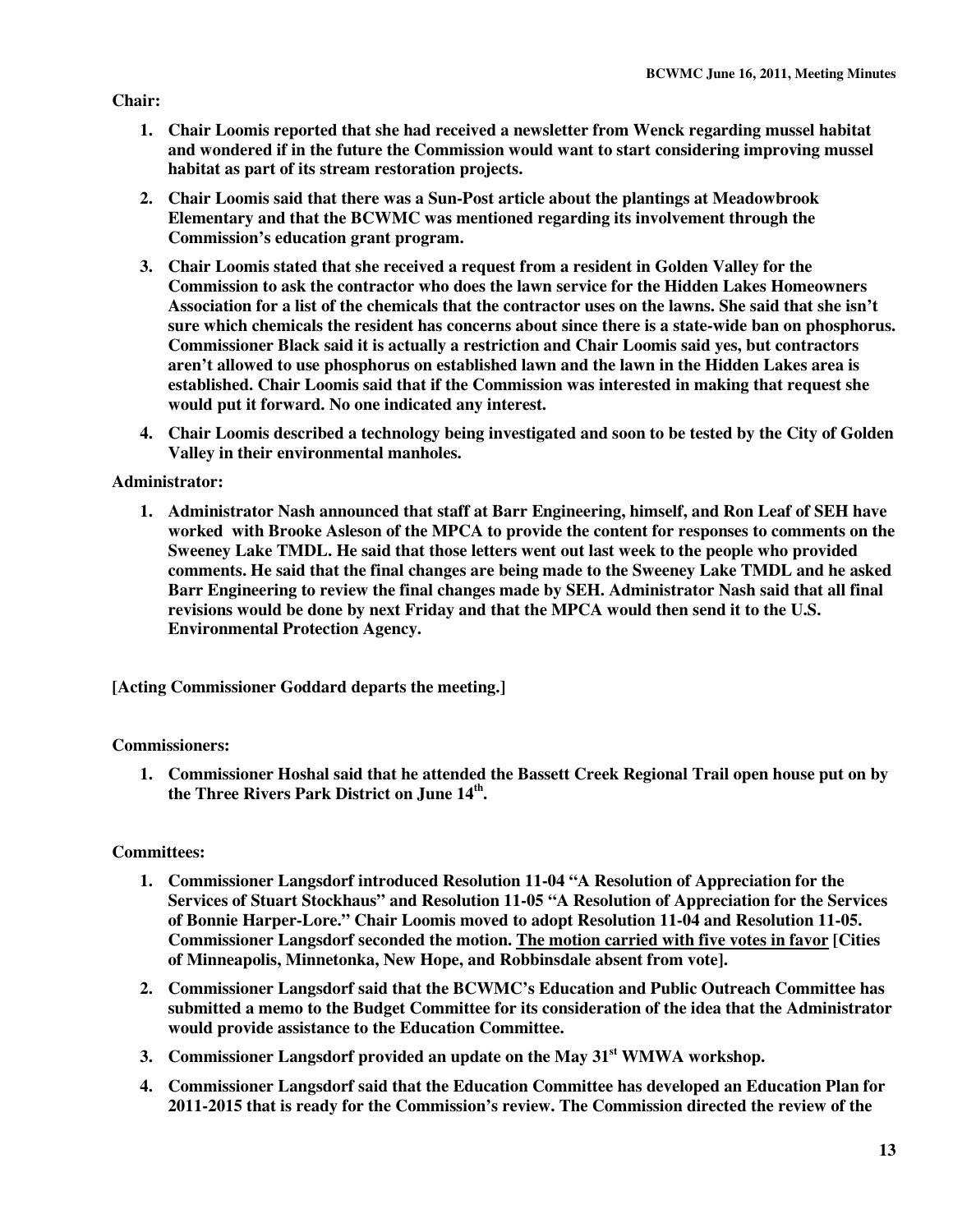**Chair:**

1. **Chair Loomis reported that she had received a newsletter from Wenck regarding mussel habitat and wondered if in the future the Commission would want to start considering improving mussel habitat as part of its stream restoration projects.**
2. **Chair Loomis said that there was a Sun-Post article about the plantings at Meadowbrook Elementary and that the BCWMC was mentioned regarding its involvement through the Commission's education grant program.**
3. **Chair Loomis stated that she received a request from a resident in Golden Valley for the Commission to ask the contractor who does the lawn service for the Hidden Lakes Homeowners Association for a list of the chemicals that the contractor uses on the lawns. She said that she isn't sure which chemicals the resident has concerns about since there is a state-wide ban on phosphorus. Commissioner Black said it is actually a restriction and Chair Loomis said yes, but contractors aren't allowed to use phosphorus on established lawn and the lawn in the Hidden Lakes area is established. Chair Loomis said that if the Commission was interested in making that request she would put it forward. No one indicated any interest.**
4. **Chair Loomis described a technology being investigated and soon to be tested by the City of Golden Valley in their environmental manholes.**

**Administrator:**

1. **Administrator Nash announced that staff at Barr Engineering, himself, and Ron Leaf of SEH have worked with Brooke Asleson of the MPCA to provide the content for responses to comments on the Sweeney Lake TMDL. He said that those letters went out last week to the people who provided comments. He said that the final changes are being made to the Sweeney Lake TMDL and he asked Barr Engineering to review the final changes made by SEH. Administrator Nash said that all final revisions would be done by next Friday and that the MPCA would then send it to the U.S. Environmental Protection Agency.**

**[Acting Commissioner Goddard departs the meeting.]**

**Commissioners:**

1. **Commissioner Hoshal said that he attended the Bassett Creek Regional Trail open house put on by the Three Rivers Park District on June 14th.**

**Committees:**

1. **Commissioner Langsdorf introduced Resolution 11-04 "A Resolution of Appreciation for the Services of Stuart Stockhaus" and Resolution 11-05 "A Resolution of Appreciation for the Services of Bonnie Harper-Lore." Chair Loomis moved to adopt Resolution 11-04 and Resolution 11-05. Commissioner Langsdorf seconded the motion. <u>The motion carried with five votes in favor</u> [Cities of Minneapolis, Minnetonka, New Hope, and Robbinsdale absent from vote].**
2. **Commissioner Langsdorf said that the BCWMC's Education and Public Outreach Committee has submitted a memo to the Budget Committee for its consideration of the idea that the Administrator would provide assistance to the Education Committee.**
3. **Commissioner Langsdorf provided an update on the May 31st WMWA workshop.**
4. **Commissioner Langsdorf said that the Education Committee has developed an Education Plan for 2011-2015 that is ready for the Commission's review. The Commission directed the review of the**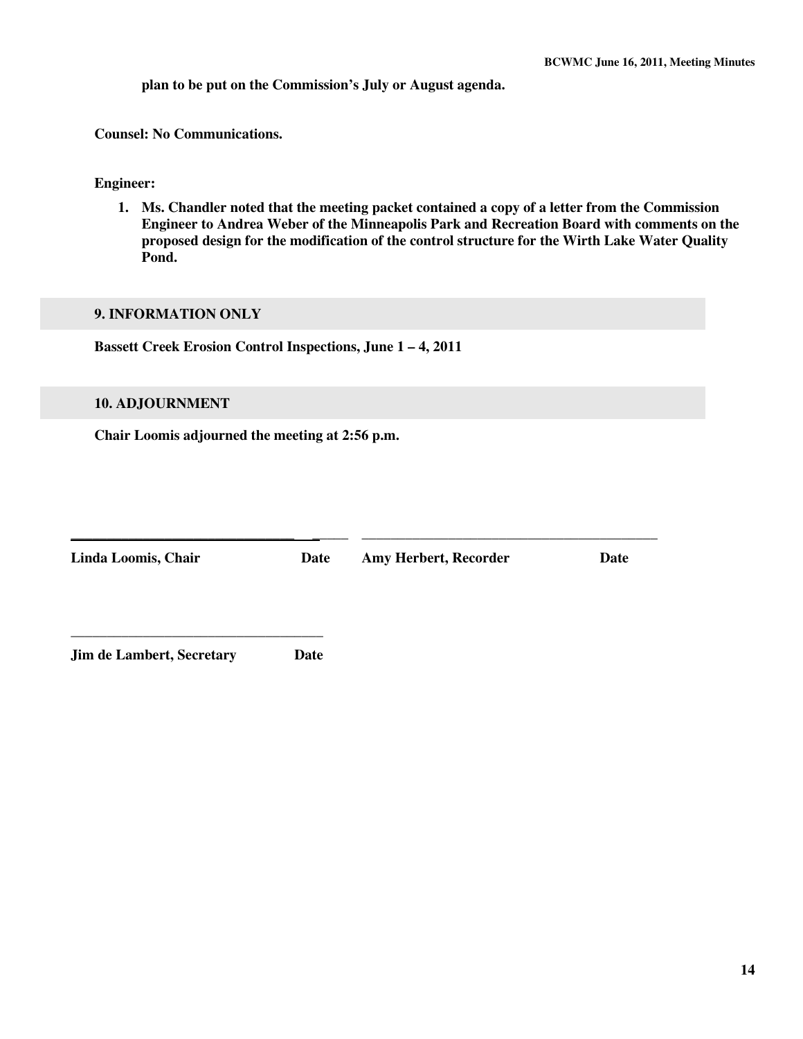**plan to be put on the Commission's July or August agenda.**

**Counsel: No Communications.**

**Engineer:**

1. **Ms. Chandler noted that the meeting packet contained a copy of a letter from the Commission Engineer to Andrea Weber of the Minneapolis Park and Recreation Board with comments on the proposed design for the modification of the control structure for the Wirth Lake Water Quality Pond.**

## 9. INFORMATION ONLY

**Bassett Creek Erosion Control Inspections, June 1 – 4, 2011**

## 10. ADJOURNMENT

**Chair Loomis adjourned the meeting at 2:56 p.m.**

______________________________ ______________________________

**Linda Loomis, Chair Date** **Amy Herbert, Recorder Date**

______________________________

**Jim de Lambert, Secretary Date**